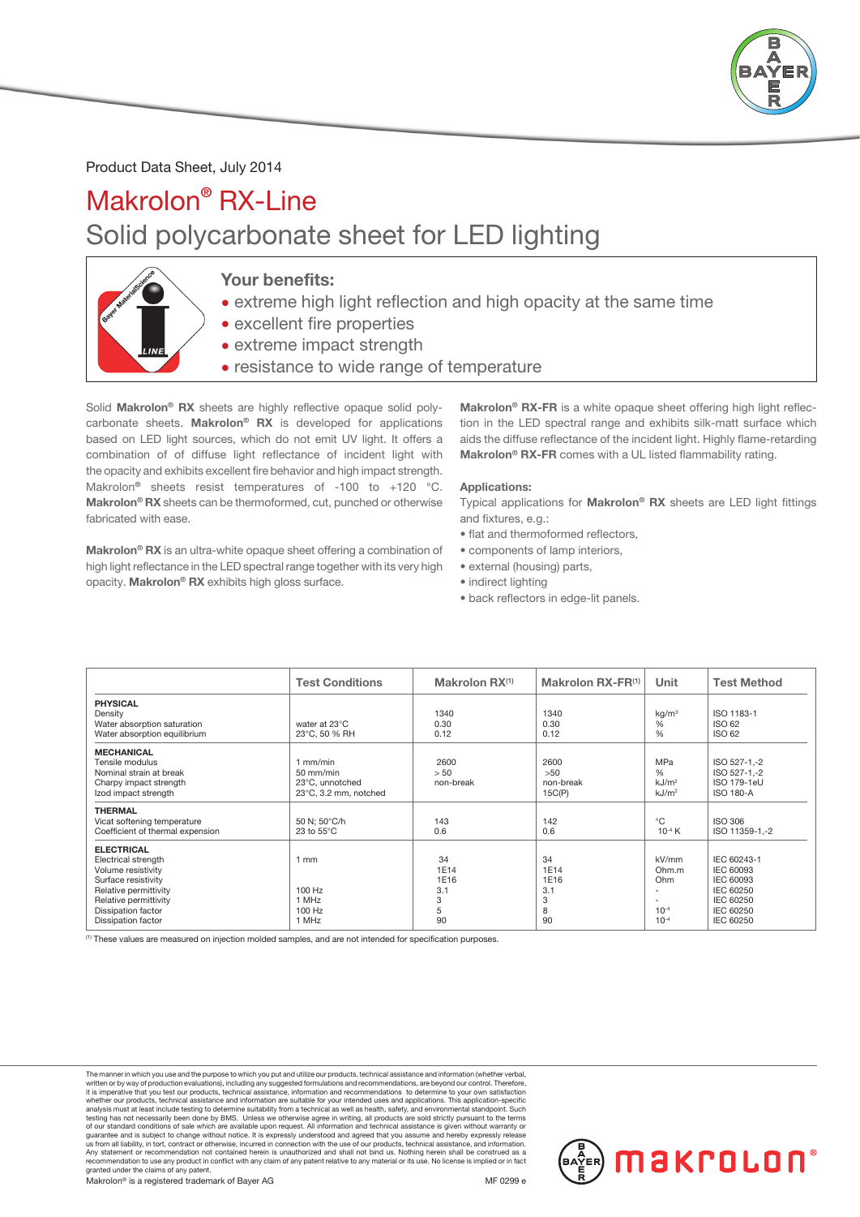Product Data Sheet, July 2014

# Makrolon® RX-Line

## Solid polycarbonate sheet for LED lighting

### Your benefits:

- extreme high light reflection and high opacity at the same time
- excellent fire properties
- extreme impact strength
- resistance to wide range of temperature

Solid **Makrolon® RX** sheets are highly reflective opaque solid polycarbonate sheets. **Makrolon® RX** is developed for applications based on LED light sources, which do not emit UV light. It offers a combination of of diffuse light reflectance of incident light with the opacity and exhibits excellent fire behavior and high impact strength. Makrolon® sheets resist temperatures of -100 to +120 °C. **Makrolon® RX** sheets can be thermoformed, cut, punched or otherwise fabricated with ease.

**Makrolon® RX** is an ultra-white opaque sheet offering a combination of high light reflectance in the LED spectral range together with its very high opacity. **Makrolon® RX** exhibits high gloss surface.

**Makrolon® RX-FR** is a white opaque sheet offering high light reflection in the LED spectral range and exhibits silk-matt surface which aids the diffuse reflectance of the incident light. Highly flame-retarding **Makrolon® RX-FR** comes with a UL listed flammability rating.

**Applications:**

Typical applications for **Makrolon® RX** sheets are LED light fittings and fixtures, e.g.:

- flat and thermoformed reflectors,
- components of lamp interiors,
- external (housing) parts,
- indirect lighting
- back reflectors in edge-lit panels.

| | Test Conditions | Makrolon RX[1] | Makrolon RX-FR[1] | Unit | Test Method |
|---|---|---|---|---|---|
| **PHYSICAL** | | | | | |
| Density | | 1340 | 1340 | kg/m³ | ISO 1183-1 |
| Water absorption saturation | water at 23°C | 0.30 | 0.30 | % | ISO 62 |
| Water absorption equilibrium | 23°C, 50 % RH | 0.12 | 0.12 | % | ISO 62 |
| **MECHANICAL** | | | | | |
| Tensile modulus | 1 mm/min | 2600 | 2600 | MPa | ISO 527-1,-2 |
| Nominal strain at break | 50 mm/min | > 50 | >50 | % | ISO 527-1,-2 |
| Charpy impact strength | 23°C, unnotched | non-break | non-break | kJ/m² | ISO 179-1eU |
| Izod impact strength | 23°C, 3.2 mm, notched | | 15C(P) | kJ/m² | ISO 180-A |
| **THERMAL** | | | | | |
| Vicat softening temperature | 50 N; 50°C/h | 143 | 142 | °C | ISO 306 |
| Coefficient of thermal expansion | 23 to 55°C | 0.6 | 0.6 | $10^{-4}$ K | ISO 11359-1,-2 |
| **ELECTRICAL** | | | | | |
| Electrical strength | 1 mm | 34 | 34 | kV/mm | IEC 60243-1 |
| Volume resistivity | | 1E14 | 1E14 | Ohm.m | IEC 60093 |
| Surface resistivity | | 1E16 | 1E16 | Ohm | IEC 60093 |
| Relative permittivity | 100 Hz | 3.1 | 3.1 | - | IEC 60250 |
| Relative permittivity | 1 MHz | 3 | 3 | - | IEC 60250 |
| Dissipation factor | 100 Hz | 5 | 8 | $10^{-4}$ | IEC 60250 |
| Dissipation factor | 1 MHz | 90 | 90 | $10^{-4}$ | IEC 60250 |

[1] These values are measured on injection molded samples, and are not intended for specification purposes.

The manner in which you use and the purpose to which you put and utilize our products, technical assistance and information (whether verbal, written or by way of production evaluations), including any suggested formulations and recommendations, are beyond our control. Therefore, it is imperative that you test our products, technical assistance, information and recommendations to determine to your own satisfaction whether our products, technical assistance and information are suitable for your intended uses and applications. This application-specific analysis must at least include testing to determine suitability from a technical as well as health, safety, and environmental standpoint. Such testing has not necessarily been done by BMS. Unless we otherwise agree in writing, all products are sold strictly pursuant to the terms of our standard conditions of sale which are available upon request. All information and technical assistance is given without warranty or guarantee and is subject to change without notice. It is expressly understood and agreed that you assume and hereby expressly release us from all liability, in tort, contract or otherwise, incurred in connection with the use of our products, technical assistance, and information. Any statement or recommendation not contained herein is unauthorized and shall not bind us. Nothing herein shall be construed as a recommendation to use any product in conflict with any claim of any patent relative to any material or its use. No license is implied or in fact granted under the claims of any patent.

Makrolon® is a registered trademark of Bayer AG

MF 0299 e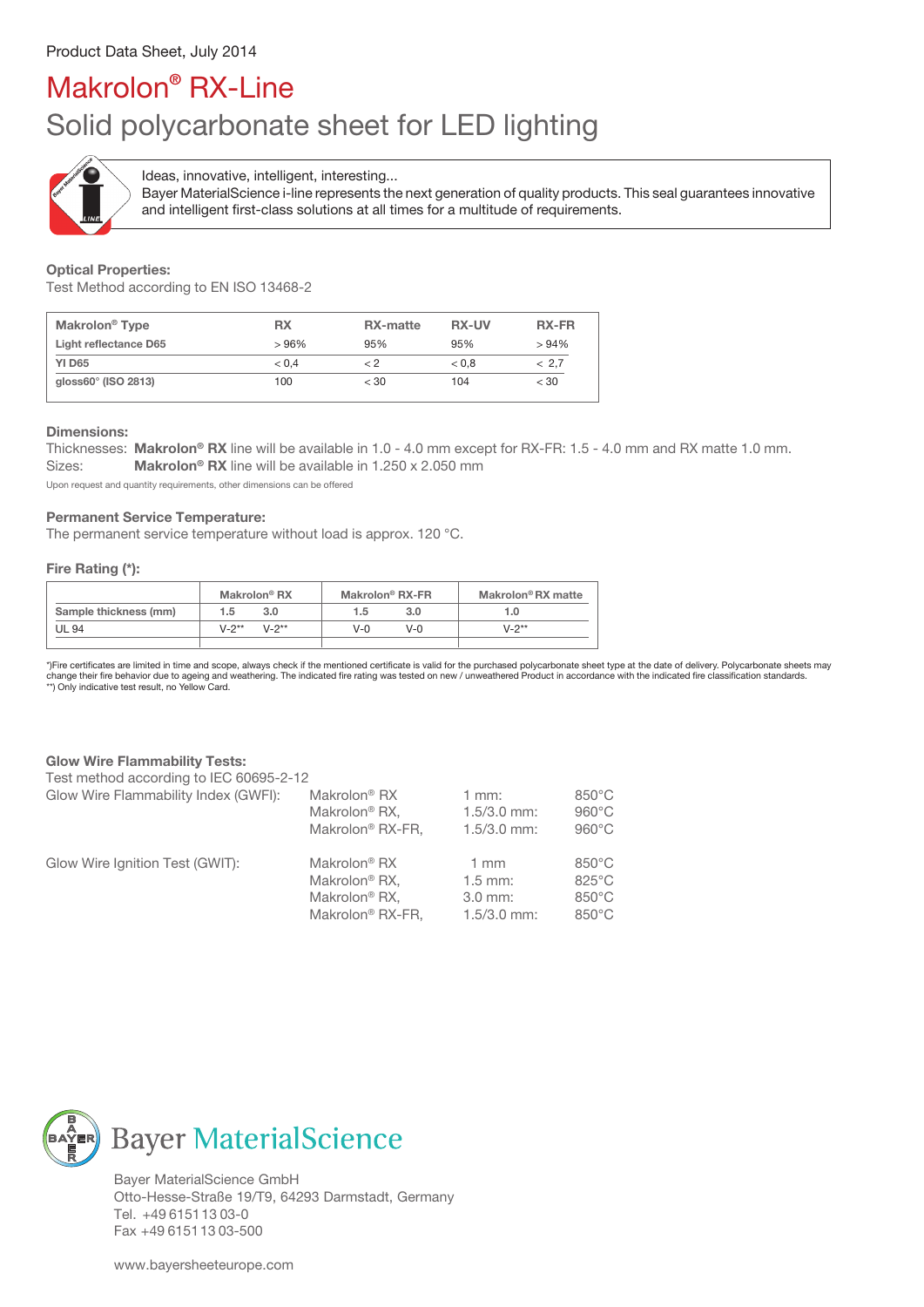Product Data Sheet, July 2014

# Makrolon® RX-Line

## Solid polycarbonate sheet for LED lighting

Ideas, innovative, intelligent, interesting...
Bayer MaterialScience i-line represents the next generation of quality products. This seal guarantees innovative and intelligent first-class solutions at all times for a multitude of requirements.

### Optical Properties:

Test Method according to EN ISO 13468-2

| Makrolon® Type | RX | RX-matte | RX-UV | RX-FR |
|---|---|---|---|---|
| Light reflectance D65 | > 96% | 95% | 95% | > 94% |
| YI D65 | < 0,4 | < 2 | < 0,8 | < 2,7 |
| gloss60° (ISO 2813) | 100 | < 30 | 104 | < 30 |

### Dimensions:

Thicknesses: **Makrolon® RX** line will be available in 1.0 - 4.0 mm except for RX-FR: 1.5 - 4.0 mm and RX matte 1.0 mm.
Sizes: **Makrolon® RX** line will be available in 1.250 x 2.050 mm

Upon request and quantity requirements, other dimensions can be offered

### Permanent Service Temperature:

The permanent service temperature without load is approx. 120 °C.

### Fire Rating (*):

| | Makrolon® RX | | Makrolon® RX-FR | | Makrolon® RX matte |
|---|---|---|---|---|---|
| Sample thickness (mm) | 1.5 | 3.0 | 1.5 | 3.0 | 1.0 |
| UL 94 | V-2** | V-2** | V-0 | V-0 | V-2** |

*)Fire certificates are limited in time and scope, always check if the mentioned certificate is valid for the purchased polycarbonate sheet type at the date of delivery. Polycarbonate sheets may change their fire behavior due to ageing and weathering. The indicated fire rating was tested on new / unweathered Product in accordance with the indicated fire classification standards.
**) Only indicative test result, no Yellow Card.

### Glow Wire Flammability Tests:

Test method according to IEC 60695-2-12

| | | | |
|---|---|---|---|
| Glow Wire Flammability Index (GWFI): | Makrolon® RX | 1 mm: | 850°C |
| | Makrolon® RX, | 1.5/3.0 mm: | 960°C |
| | Makrolon® RX-FR, | 1.5/3.0 mm: | 960°C |
| Glow Wire Ignition Test (GWIT): | Makrolon® RX | 1 mm | 850°C |
| | Makrolon® RX, | 1.5 mm: | 825°C |
| | Makrolon® RX, | 3.0 mm: | 850°C |
| | Makrolon® RX-FR, | 1.5/3.0 mm: | 850°C |

Bayer MaterialScience

Bayer MaterialScience GmbH
Otto-Hesse-Straße 19/T9, 64293 Darmstadt, Germany
Tel. +49 6151 13 03-0
Fax +49 6151 13 03-500

www.bayersheeteurope.com